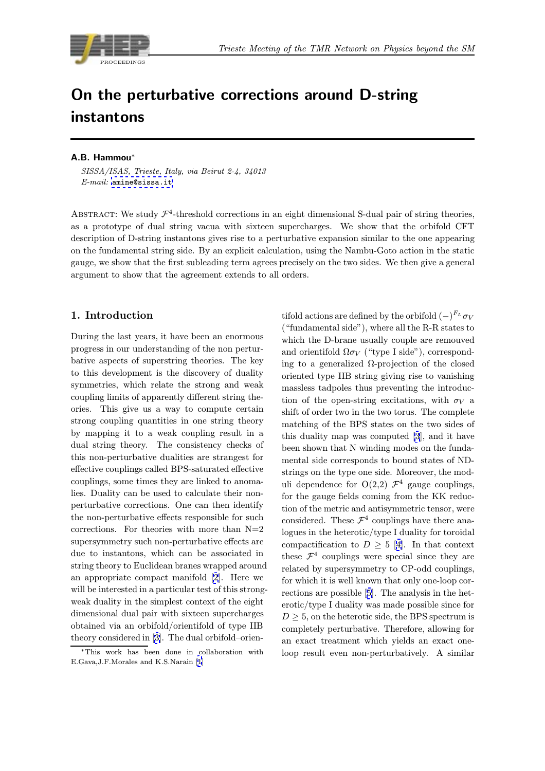# On the perturbative corrections around D-string instantons

**A.B. Hammou***

*SISSA/ISAS, Trieste, Italy, via Beirut 2-4, 34013*
*E-mail:* amine@sissa.it

Abstract: We study $\mathcal{F}^4$-threshold corrections in an eight dimensional S-dual pair of string theories, as a prototype of dual string vacua with sixteen supercharges. We show that the orbifold CFT description of D-string instantons gives rise to a perturbative expansion similar to the one appearing on the fundamental string side. By an explicit calculation, using the Nambu-Goto action in the static gauge, we show that the first subleading term agrees precisely on the two sides. We then give a general argument to show that the agreement extends to all orders.

## 1. Introduction

During the last years, it have been an enormous progress in our understanding of the non perturbative aspects of superstring theories. The key to this development is the discovery of duality symmetries, which relate the strong and weak coupling limits of apparently different string theories. This give us a way to compute certain strong coupling quantities in one string theory by mapping it to a weak coupling result in a dual string theory. The consistency checks of this non-perturbative dualities are strangest for effective couplings called BPS-saturated effective couplings, some times they are linked to anomalies. Duality can be used to calculate their non-perturbative corrections. One can then identify the non-perturbative effects responsible for such corrections. For theories with more than N=2 supersymmetry such non-perturbative effects are due to instantons, which can be associated in string theory to Euclidean branes wrapped around an appropriate compact manifold [2]. Here we will be interested in a particular test of this strong-weak duality in the simplest context of the eight dimensional dual pair with sixteen supercharges obtained via an orbifold/orientifold of type IIB theory considered in [3]. The dual orbifold–orientifold actions are defined by the orbifold $(-)^{F_L}\sigma_V$ ("fundamental side"), where all the R-R states to which the D-brane usually couple are remouved and orientifold $\Omega\sigma_V$ ("type I side"), corresponding to a generalized $\Omega$-projection of the closed oriented type IIB string giving rise to vanishing massless tadpoles thus preventing the introduction of the open-string excitations, with $\sigma_V$ a shift of order two in the two torus. The complete matching of the BPS states on the two sides of this duality map was computed [3], and it have been shown that N winding modes on the fundamental side corresponds to bound states of ND-strings on the type one side. Moreover, the moduli dependence for O(2,2) $\mathcal{F}^4$ gauge couplings, for the gauge fields coming from the KK reduction of the metric and antisymmetric tensor, were considered. These $\mathcal{F}^4$ couplings have there analogues in the heterotic/type I duality for toroidal compactification to $D \geq 5$ [4]. In that context these $\mathcal{F}^4$ couplings were special since they are related by supersymmetry to CP-odd couplings, for which it is well known that only one-loop corrections are possible [5]. The analysis in the heterotic/type I duality was made possible since for $D \geq 5$, on the heterotic side, the BPS spectrum is completely perturbative. Therefore, allowing for an exact treatment which yields an exact one-loop result even non-perturbatively. A similar

*This work has been done in collaboration with E.Gava,J.F.Morales and K.S.Narain [1]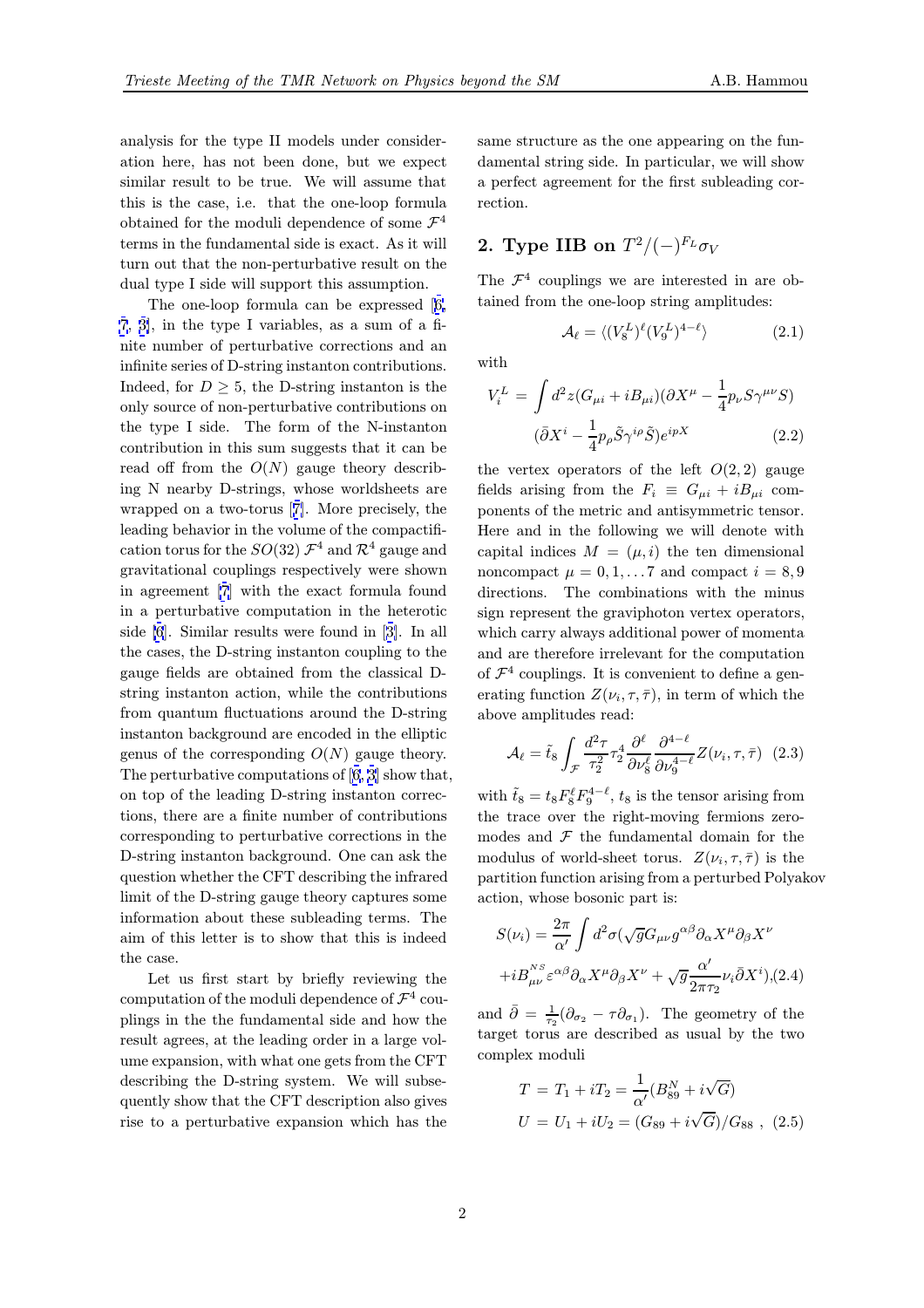analysis for the type II models under consideration here, has not been done, but we expect similar result to be true. We will assume that this is the case, i.e. that the one-loop formula obtained for the moduli dependence of some $\mathcal{F}^4$ terms in the fundamental side is exact. As it will turn out that the non-perturbative result on the dual type I side will support this assumption.

The one-loop formula can be expressed [6, 7, 3], in the type I variables, as a sum of a finite number of perturbative corrections and an infinite series of D-string instanton contributions. Indeed, for $D \geq 5$, the D-string instanton is the only source of non-perturbative contributions on the type I side. The form of the N-instanton contribution in this sum suggests that it can be read off from the $O(N)$ gauge theory describing N nearby D-strings, whose worldsheets are wrapped on a two-torus [7]. More precisely, the leading behavior in the volume of the compactification torus for the $SO(32)$ $\mathcal{F}^4$ and $\mathcal{R}^4$ gauge and gravitational couplings respectively were shown in agreement [7] with the exact formula found in a perturbative computation in the heterotic side [6]. Similar results were found in [3]. In all the cases, the D-string instanton coupling to the gauge fields are obtained from the classical D-string instanton action, while the contributions from quantum fluctuations around the D-string instanton background are encoded in the elliptic genus of the corresponding $O(N)$ gauge theory. The perturbative computations of [6, 3] show that, on top of the leading D-string instanton corrections, there are a finite number of contributions corresponding to perturbative corrections in the D-string instanton background. One can ask the question whether the CFT describing the infrared limit of the D-string gauge theory captures some information about these subleading terms. The aim of this letter is to show that this is indeed the case.

Let us first start by briefly reviewing the computation of the moduli dependence of $\mathcal{F}^4$ couplings in the the fundamental side and how the result agrees, at the leading order in a large volume expansion, with what one gets from the CFT describing the D-string system. We will subsequently show that the CFT description also gives rise to a perturbative expansion which has the same structure as the one appearing on the fundamental string side. In particular, we will show a perfect agreement for the first subleading correction.

## 2. Type IIB on $T^2/(-)^{F_L}\sigma_V$

The $\mathcal{F}^4$ couplings we are interested in are obtained from the one-loop string amplitudes:

$$\mathcal{A}_\ell = \langle (V_8^L)^\ell (V_9^L)^{4-\ell} \rangle \tag{2.1}$$

with

$$V_i^L = \int d^2z (G_{\mu i} + iB_{\mu i})(\partial X^\mu - \frac{1}{4} p_\nu S \gamma^{\mu\nu} S) \\ (\bar{\partial} X^i - \frac{1}{4} p_\rho \tilde{S} \gamma^{i\rho} \tilde{S}) e^{ipX} \tag{2.2}$$

the vertex operators of the left $O(2,2)$ gauge fields arising from the $F_i \equiv G_{\mu i} + iB_{\mu i}$ components of the metric and antisymmetric tensor. Here and in the following we will denote with capital indices $M = (\mu, i)$ the ten dimensional noncompact $\mu = 0, 1, \ldots 7$ and compact $i = 8, 9$ directions. The combinations with the minus sign represent the graviphoton vertex operators, which carry always additional power of momenta and are therefore irrelevant for the computation of $\mathcal{F}^4$ couplings. It is convenient to define a generating function $Z(\nu_i, \tau, \bar{\tau})$, in term of which the above amplitudes read:

$$\mathcal{A}_\ell = \tilde{t}_8 \int_{\mathcal{F}} \frac{d^2\tau}{\tau_2^2} \tau_2^4 \frac{\partial^\ell}{\partial \nu_8^\ell} \frac{\partial^{4-\ell}}{\partial \nu_9^{4-\ell}} Z(\nu_i, \tau, \bar{\tau}) \tag{2.3}$$

with $\tilde{t}_8 = t_8 F_8^\ell F_9^{4-\ell}$, $t_8$ is the tensor arising from the trace over the right-moving fermions zero-modes and $\mathcal{F}$ the fundamental domain for the modulus of world-sheet torus. $Z(\nu_i, \tau, \bar{\tau})$ is the partition function arising from a perturbed Polyakov action, whose bosonic part is:

$$S(\nu_i) = \frac{2\pi}{\alpha'} \int d^2\sigma (\sqrt{g} G_{\mu\nu} g^{\alpha\beta} \partial_\alpha X^\mu \partial_\beta X^\nu \\ + i B_{\mu\nu}^{NS} \varepsilon^{\alpha\beta} \partial_\alpha X^\mu \partial_\beta X^\nu + \sqrt{g} \frac{\alpha'}{2\pi\tau_2} \nu_i \bar{\partial} X^i), \tag{2.4}$$

and $\bar{\partial} = \frac{1}{\tau_2}(\partial_{\sigma_2} - \tau \partial_{\sigma_1})$. The geometry of the target torus are described as usual by the two complex moduli

$$T = T_1 + iT_2 = \frac{1}{\alpha'}(B_{89}^N + i\sqrt{G}) \\ U = U_1 + iU_2 = (G_{89} + i\sqrt{G})/G_{88} \ , \tag{2.5}$$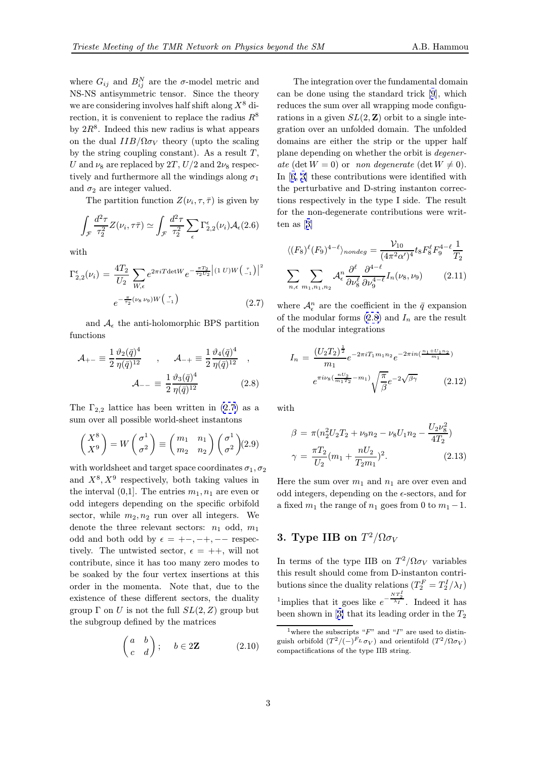where $G_{ij}$ and $B^N_{ij}$ are the $\sigma$-model metric and NS-NS antisymmetric tensor. Since the theory we are considering involves half shift along $X^8$ direction, it is convenient to replace the radius $R^8$ by $2R^8$. Indeed this new radius is what appears on the dual $IIB/\Omega\sigma_V$ theory (upto the scaling by the string coupling constant). As a result $T$, $U$ and $\nu_8$ are replaced by $2T$, $U/2$ and $2\nu_8$ respectively and furthermore all the windings along $\sigma_1$ and $\sigma_2$ are integer valued.

The partition function $Z(\nu_i, \tau, \bar{\tau})$ is given by

$$\int_{\mathcal{F}} \frac{d^2\tau}{\tau_2^2} Z(\nu_i, \tau\bar{\tau}) \simeq \int_{\mathcal{F}} \frac{d^2\tau}{\tau_2^2} \sum_{\epsilon} \Gamma^{\epsilon}_{2,2}(\nu_i) \mathcal{A}_{\epsilon} \quad (2.6)$$

with

$$\Gamma^{\epsilon}_{2,2}(\nu_i) = \frac{4T_2}{U_2} \sum_{W,\epsilon} e^{2\pi i T \det W} e^{-\frac{\pi T_2}{\tau_2 U_2}\left|(1\ U) W \binom{\tau}{-1}\right|^2} e^{-\frac{\pi}{\tau_2}(\nu_8\ \nu_9) W \binom{\tau}{-1}} \quad (2.7)$$

and $\mathcal{A}_\epsilon$ the anti-holomorphic BPS partition functions

$$\mathcal{A}_{+-} \equiv \frac{1}{2}\frac{\vartheta_2(\bar{q})^4}{\eta(\bar{q})^{12}} \quad , \quad \mathcal{A}_{-+} \equiv \frac{1}{2}\frac{\vartheta_4(\bar{q})^4}{\eta(\bar{q})^{12}} \quad , \quad \mathcal{A}_{--} \equiv \frac{1}{2}\frac{\vartheta_3(\bar{q})^4}{\eta(\bar{q})^{12}} \quad (2.8)$$

The $\Gamma_{2,2}$ lattice has been written in (2.7) as a sum over all possible world-sheet instantons

$$\begin{pmatrix} X^8 \\ X^9 \end{pmatrix} = W \begin{pmatrix} \sigma^1 \\ \sigma^2 \end{pmatrix} \equiv \begin{pmatrix} m_1 & n_1 \\ m_2 & n_2 \end{pmatrix} \begin{pmatrix} \sigma^1 \\ \sigma^2 \end{pmatrix} \quad (2.9)$$

with worldsheet and target space coordinates $\sigma_1, \sigma_2$ and $X^8, X^9$ respectively, both taking values in the interval (0,1]. The entries $m_1, n_1$ are even or odd integers depending on the specific orbifold sector, while $m_2, n_2$ run over all integers. We denote the three relevant sectors: $n_1$ odd, $m_1$ odd and both odd by $\epsilon = +-, -+, --$ respectively. The untwisted sector, $\epsilon = ++$, will not contribute, since it has too many zero modes to be soaked by the four vertex insertions at this order in the momenta. Note that, due to the existence of these different sectors, the duality group $\Gamma$ on $U$ is not the full $SL(2, Z)$ group but the subgroup defined by the matrices

$$\begin{pmatrix} a & b \\ c & d \end{pmatrix}; \quad b \in 2\mathbf{Z} \quad (2.10)$$

The integration over the fundamental domain can be done using the standard trick [9], which reduces the sum over all wrapping mode configurations in a given $SL(2, \mathbf{Z})$ orbit to a single integration over an unfolded domain. The unfolded domains are either the strip or the upper half plane depending on whether the orbit is *degenerate* ($\det W = 0$) or *non degenerate* ($\det W \neq 0$). In [6, 3] these contributions were identified with the perturbative and D-string instanton corrections respectively in the type I side. The result for the non-degenerate contributions were written as [3]

$$\langle (F_8)^\ell (F_9)^{4-\ell} \rangle_{nondeg} = \frac{\mathcal{V}_{10}}{(4\pi^2\alpha')^4} t_8 F_8^\ell F_9^{4-\ell} \frac{1}{T_2} \sum_{n,\epsilon} \sum_{m_1,n_1,n_2} \mathcal{A}^n_\epsilon \frac{\partial^\ell}{\partial \nu_8^\ell} \frac{\partial^{4-\ell}}{\partial \nu_9^{4-\ell}} I_n(\nu_8, \nu_9) \quad (2.11)$$

where $\mathcal{A}^n_\epsilon$ are the coefficient in the $\bar{q}$ expansion of the modular forms (2.8) and $I_n$ are the result of the modular integrations

$$I_n = \frac{(U_2 T_2)^{\frac{1}{2}}}{m_1} e^{-2\pi i T_1 m_1 n_2} e^{-2\pi i n(\frac{n_1 + U_1 n_2}{m_1})} e^{\pi i \nu_8(\frac{n U_2}{m_1 T_2} - m_1)} \sqrt{\frac{\pi}{\beta}} e^{-2\sqrt{\beta\gamma}} \quad (2.12)$$

with

$$\begin{aligned} \beta &= \pi(n_2^2 U_2 T_2 + \nu_9 n_2 - \nu_8 U_1 n_2 - \frac{U_2 \nu_8^2}{4T_2}) \\ \gamma &= \frac{\pi T_2}{U_2}(m_1 + \frac{n U_2}{T_2 m_1})^2. \end{aligned} \quad (2.13)$$

Here the sum over $m_1$ and $n_1$ are over even and odd integers, depending on the $\epsilon$-sectors, and for a fixed $m_1$ the range of $n_1$ goes from 0 to $m_1 - 1$.

## 3. Type IIB on $T^2/\Omega\sigma_V$

In terms of the type IIB on $T^2/\Omega\sigma_V$ variables this result should come from D-instanton contributions since the duality relations ($T_2^F = T_2^I/\lambda_I$)[1] implies that it goes like $e^{-\frac{N T_2^I}{\lambda_I}}$. Indeed it has been shown in [3] that its leading order in the $T_2$

[1] where the subscripts "$F$" and "$I$" are used to distinguish orbifold $(T^2/(-)^{F_L}\sigma_V)$ and orientifold $(T^2/\Omega\sigma_V)$ compactifications of the type IIB string.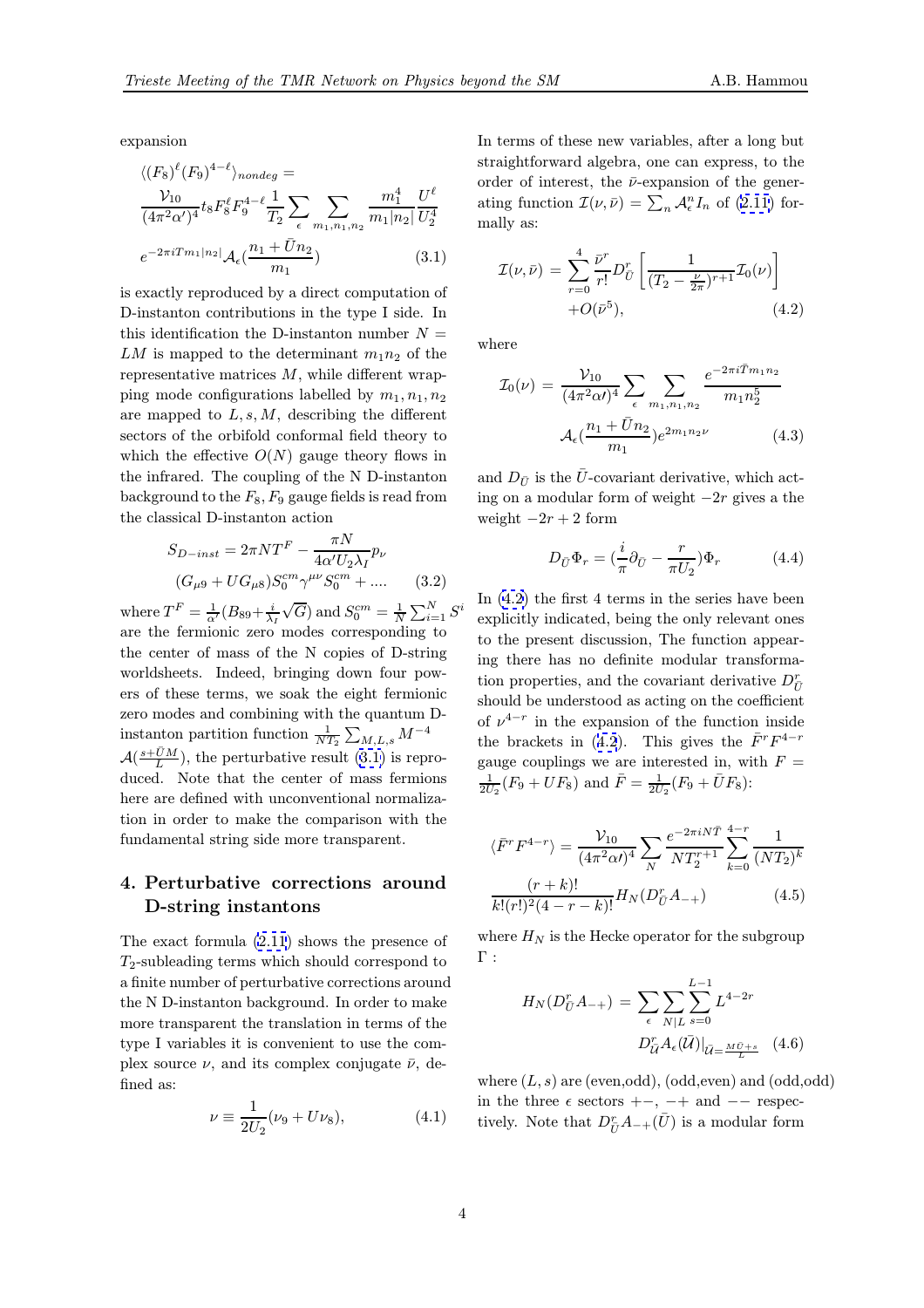expansion

$$
\begin{aligned}
&\langle (F_8)^\ell (F_9)^{4-\ell}\rangle_{nondeg} = \\
&\frac{\mathcal{V}_{10}}{(4\pi^2\alpha')^4} t_8 F_8^\ell F_9^{4-\ell} \frac{1}{T_2} \sum_\epsilon \sum_{m_1,n_1,n_2} \frac{m_1^4}{m_1|n_2|} \frac{U^\ell}{U_2^4} \\
&e^{-2\pi i T m_1|n_2|} \mathcal{A}_\epsilon\left(\frac{n_1+\bar{U}n_2}{m_1}\right) \qquad (3.1)
\end{aligned}
$$

is exactly reproduced by a direct computation of D-instanton contributions in the type I side. In this identification the D-instanton number $N = LM$ is mapped to the determinant $m_1 n_2$ of the representative matrices $M$, while different wrapping mode configurations labelled by $m_1, n_1, n_2$ are mapped to $L, s, M$, describing the different sectors of the orbifold conformal field theory to which the effective $O(N)$ gauge theory flows in the infrared. The coupling of the N D-instanton background to the $F_8, F_9$ gauge fields is read from the classical D-instanton action

$$
\begin{aligned}
S_{D-inst} &= 2\pi N T^F - \frac{\pi N}{4\alpha' U_2 \lambda_I} p_\nu \\
&(G_{\mu 9} + U G_{\mu 8}) S_0^{cm} \gamma^{\mu\nu} S_0^{cm} + .... \qquad (3.2)
\end{aligned}
$$

where $T^F = \frac{1}{\alpha'}(B_{89} + \frac{i}{\lambda_I}\sqrt{G})$ and $S_0^{cm} = \frac{1}{N}\sum_{i=1}^N S^i$ are the fermionic zero modes corresponding to the center of mass of the N copies of D-string worldsheets. Indeed, bringing down four powers of these terms, we soak the eight fermionic zero modes and combining with the quantum D-instanton partition function $\frac{1}{NT_2}\sum_{M,L,s} M^{-4}$ $\mathcal{A}(\frac{s+\bar{U}M}{L})$, the perturbative result (3.1) is reproduced. Note that the center of mass fermions here are defined with unconventional normalization in order to make the comparison with the fundamental string side more transparent.

## 4. Perturbative corrections around D-string instantons

The exact formula (2.11) shows the presence of $T_2$-subleading terms which should correspond to a finite number of perturbative corrections around the N D-instanton background. In order to make more transparent the translation in terms of the type I variables it is convenient to use the complex source $\nu$, and its complex conjugate $\bar{\nu}$, defined as:

$$
\nu \equiv \frac{1}{2U_2}(\nu_9 + U\nu_8), \qquad (4.1)
$$

In terms of these new variables, after a long but straightforward algebra, one can express, to the order of interest, the $\bar{\nu}$-expansion of the generating function $\mathcal{I}(\nu,\bar{\nu}) = \sum_n \mathcal{A}_\epsilon^n I_n$ of (2.11) formally as:

$$
\begin{aligned}
\mathcal{I}(\nu,\bar{\nu}) = &\sum_{r=0}^{4} \frac{\bar{\nu}^r}{r!} D_{\bar{U}}^r \left[\frac{1}{(T_2 - \frac{\nu}{2\pi})^{r+1}} \mathcal{I}_0(\nu)\right] \\
&+ O(\bar{\nu}^5), \qquad (4.2)
\end{aligned}
$$

where

$$
\begin{aligned}
\mathcal{I}_0(\nu) = &\frac{\mathcal{V}_{10}}{(4\pi^2\alpha\prime)^4} \sum_\epsilon \sum_{m_1,n_1,n_2} \frac{e^{-2\pi i \bar{T} m_1 n_2}}{m_1 n_2^5} \\
&\mathcal{A}_\epsilon\left(\frac{n_1+\bar{U}n_2}{m_1}\right) e^{2m_1 n_2 \nu} \qquad (4.3)
\end{aligned}
$$

and $D_{\bar{U}}$ is the $\bar{U}$-covariant derivative, which acting on a modular form of weight $-2r$ gives a the weight $-2r+2$ form

$$
D_{\bar{U}} \Phi_r = \left(\frac{i}{\pi}\partial_{\bar{U}} - \frac{r}{\pi U_2}\right)\Phi_r \qquad (4.4)
$$

In (4.2) the first 4 terms in the series have been explicitly indicated, being the only relevant ones to the present discussion, The function appearing there has no definite modular transformation properties, and the covariant derivative $D_{\bar{U}}^r$ should be understood as acting on the coefficient of $\nu^{4-r}$ in the expansion of the function inside the brackets in (4.2). This gives the $\bar{F}^r F^{4-r}$ gauge couplings we are interested in, with $F = \frac{1}{2U_2}(F_9 + UF_8)$ and $\bar{F} = \frac{1}{2U_2}(F_9 + \bar{U}F_8)$:

$$
\begin{aligned}
\langle \bar{F}^r F^{4-r}\rangle = &\frac{\mathcal{V}_{10}}{(4\pi^2\alpha\prime)^4} \sum_N \frac{e^{-2\pi i N \bar{T}}}{N T_2^{r+1}} \sum_{k=0}^{4-r} \frac{1}{(NT_2)^k} \\
&\frac{(r+k)!}{k!(r!)^2(4-r-k)!} H_N(D_{\bar{U}}^r A_{-+}) \qquad (4.5)
\end{aligned}
$$

where $H_N$ is the Hecke operator for the subgroup $\Gamma$ :

$$
\begin{aligned}
H_N(D_{\bar{U}}^r A_{-+}) = &\sum_\epsilon \sum_{N|L} \sum_{s=0}^{L-1} L^{4-2r} \\
&D_{\mathcal{U}}^r A_\epsilon(\bar{\mathcal{U}})|_{\bar{\mathcal{U}} = \frac{M\bar{U}+s}{L}} \qquad (4.6)
\end{aligned}
$$

where $(L,s)$ are (even,odd), (odd,even) and (odd,odd) in the three $\epsilon$ sectors $+-$, $-+$ and $--$ respectively. Note that $D_{\bar{U}}^r A_{-+}(\bar{U})$ is a modular form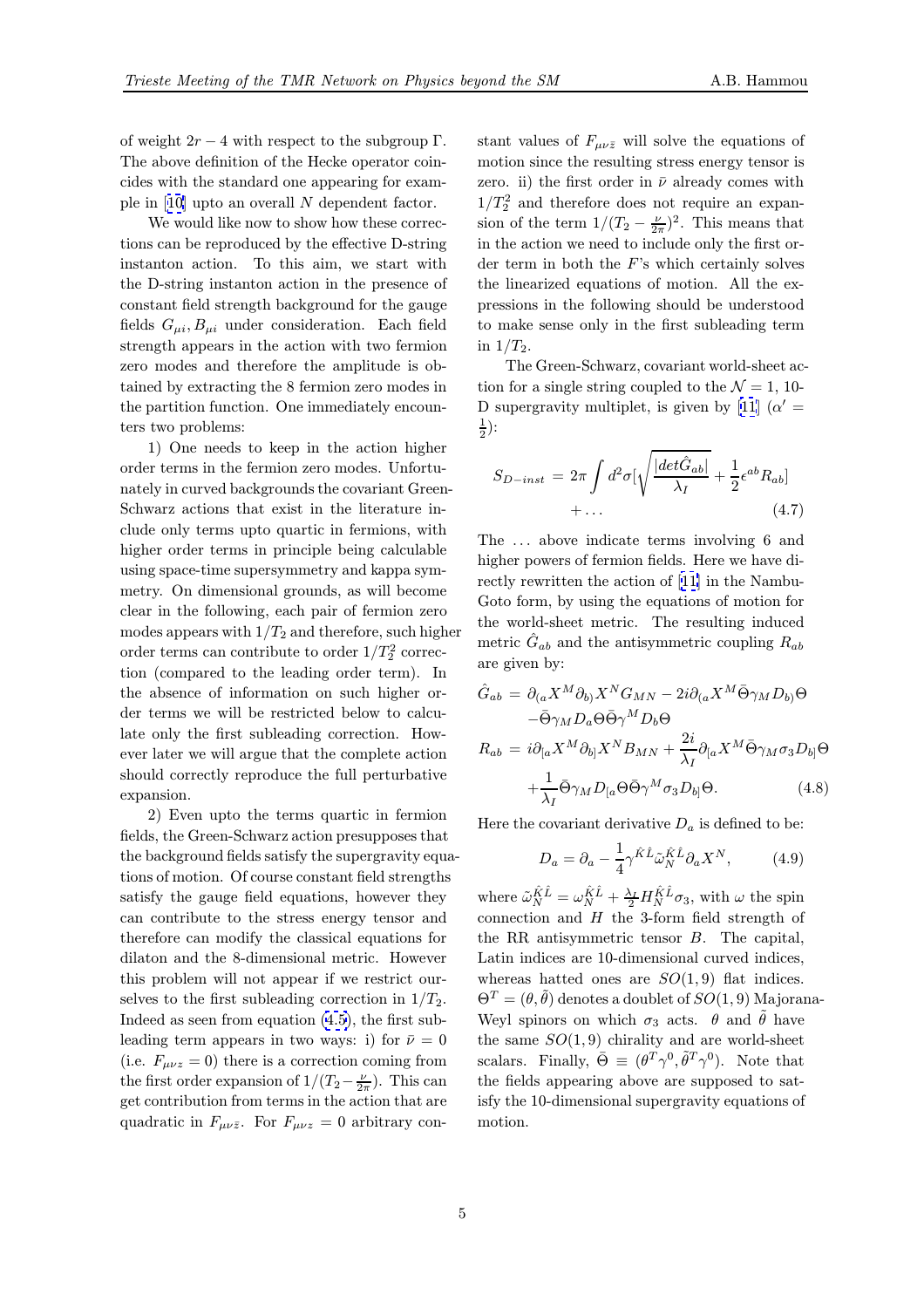of weight $2r-4$ with respect to the subgroup $\Gamma$. The above definition of the Hecke operator coincides with the standard one appearing for example in [10] upto an overall $N$ dependent factor.

We would like now to show how these corrections can be reproduced by the effective D-string instanton action. To this aim, we start with the D-string instanton action in the presence of constant field strength background for the gauge fields $G_{\mu i}, B_{\mu i}$ under consideration. Each field strength appears in the action with two fermion zero modes and therefore the amplitude is obtained by extracting the 8 fermion zero modes in the partition function. One immediately encounters two problems:

1) One needs to keep in the action higher order terms in the fermion zero modes. Unfortunately in curved backgrounds the covariant Green-Schwarz actions that exist in the literature include only terms upto quartic in fermions, with higher order terms in principle being calculable using space-time supersymmetry and kappa symmetry. On dimensional grounds, as will become clear in the following, each pair of fermion zero modes appears with $1/T_2$ and therefore, such higher order terms can contribute to order $1/T_2^2$ correction (compared to the leading order term). In the absence of information on such higher order terms we will be restricted below to calculate only the first subleading correction. However later we will argue that the complete action should correctly reproduce the full perturbative expansion.

2) Even upto the terms quartic in fermion fields, the Green-Schwarz action presupposes that the background fields satisfy the supergravity equations of motion. Of course constant field strengths satisfy the gauge field equations, however they can contribute to the stress energy tensor and therefore can modify the classical equations for dilaton and the 8-dimensional metric. However this problem will not appear if we restrict ourselves to the first subleading correction in $1/T_2$. Indeed as seen from equation (4.5), the first subleading term appears in two ways: i) for $\bar{\nu}=0$ (i.e. $F_{\mu\nu z}=0$) there is a correction coming from the first order expansion of $1/(T_2-\frac{\nu}{2\pi})$. This can get contribution from terms in the action that are quadratic in $F_{\mu\nu\bar{z}}$. For $F_{\mu\nu z}=0$ arbitrary constant values of $F_{\mu\nu\bar{z}}$ will solve the equations of motion since the resulting stress energy tensor is zero. ii) the first order in $\bar{\nu}$ already comes with $1/T_2^2$ and therefore does not require an expansion of the term $1/(T_2-\frac{\nu}{2\pi})^2$. This means that in the action we need to include only the first order term in both the $F$'s which certainly solves the linearized equations of motion. All the expressions in the following should be understood to make sense only in the first subleading term in $1/T_2$.

The Green-Schwarz, covariant world-sheet action for a single string coupled to the $\mathcal{N}=1$, 10-D supergravity multiplet, is given by [11] ($\alpha'=\frac{1}{2}$):

$$
S_{D-inst} = 2\pi \int d^2\sigma \Big[\sqrt{\frac{|det\hat{G}_{ab}|}{\lambda_I}} + \frac{1}{2}\epsilon^{ab}R_{ab}\Big] + \ldots \tag{4.7}
$$

The $\ldots$ above indicate terms involving 6 and higher powers of fermion fields. Here we have directly rewritten the action of [11] in the Nambu-Goto form, by using the equations of motion for the world-sheet metric. The resulting induced metric $\hat{G}_{ab}$ and the antisymmetric coupling $R_{ab}$ are given by:

$$
\begin{aligned}
\hat{G}_{ab} &= \partial_{(a}X^M\partial_{b)}X^N G_{MN} - 2i\partial_{(a}X^M\bar{\Theta}\gamma_M D_{b)}\Theta \\
&\quad - \bar{\Theta}\gamma_M D_a\Theta\bar{\Theta}\gamma^M D_b\Theta \\
R_{ab} &= i\partial_{[a}X^M\partial_{b]}X^N B_{MN} + \frac{2i}{\lambda_I}\partial_{[a}X^M\bar{\Theta}\gamma_M\sigma_3 D_{b]}\Theta \\
&\quad + \frac{1}{\lambda_I}\bar{\Theta}\gamma_M D_{[a}\Theta\bar{\Theta}\gamma^M\sigma_3 D_{b]}\Theta.
\end{aligned} \tag{4.8}
$$

Here the covariant derivative $D_a$ is defined to be:

$$
D_a = \partial_a - \frac{1}{4}\gamma^{\hat{K}\hat{L}}\tilde{\omega}_N^{\hat{K}\hat{L}}\partial_a X^N, \tag{4.9}
$$

where $\tilde{\omega}_N^{\hat{K}\hat{L}} = \omega_N^{\hat{K}\hat{L}} + \frac{\lambda_I}{2}H_N^{\hat{K}\hat{L}}\sigma_3$, with $\omega$ the spin connection and $H$ the 3-form field strength of the RR antisymmetric tensor $B$. The capital, Latin indices are 10-dimensional curved indices, whereas hatted ones are $SO(1,9)$ flat indices. $\Theta^T = (\theta, \tilde{\theta})$ denotes a doublet of $SO(1,9)$ Majorana-Weyl spinors on which $\sigma_3$ acts. $\theta$ and $\tilde{\theta}$ have the same $SO(1,9)$ chirality and are world-sheet scalars. Finally, $\bar{\Theta} \equiv (\theta^T\gamma^0, \tilde{\theta}^T\gamma^0)$. Note that the fields appearing above are supposed to satisfy the 10-dimensional supergravity equations of motion.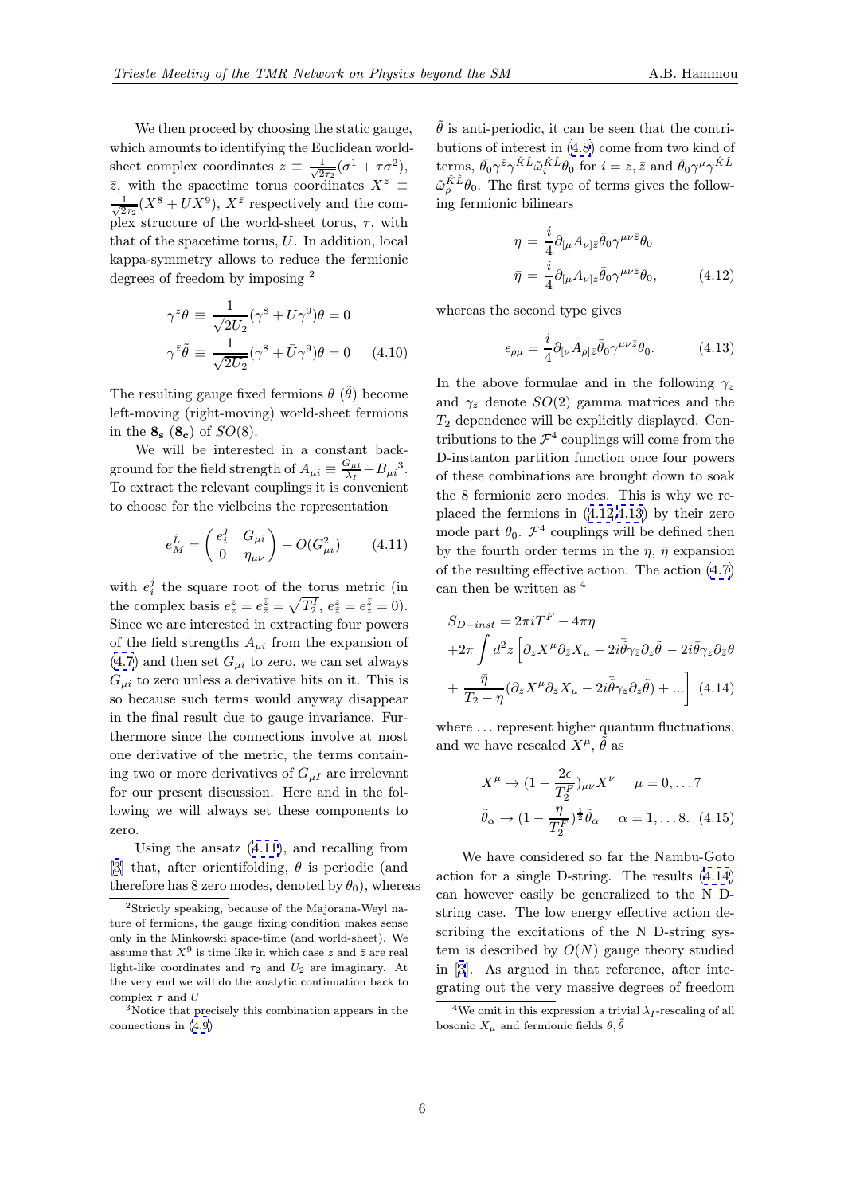We then proceed by choosing the static gauge, which amounts to identifying the Euclidean world-sheet complex coordinates $z \equiv \frac{1}{\sqrt{2\tau_2}}(\sigma^1 + \tau\sigma^2)$, $\bar{z}$, with the spacetime torus coordinates $X^z \equiv \frac{1}{\sqrt{2\tau_2}}(X^8 + UX^9)$, $X^{\bar{z}}$ respectively and the complex structure of the world-sheet torus, $\tau$, with that of the spacetime torus, $U$. In addition, local kappa-symmetry allows to reduce the fermionic degrees of freedom by imposing [2]

$$
\begin{aligned}
\gamma^z\theta &\equiv \frac{1}{\sqrt{2U_2}}(\gamma^8 + U\gamma^9)\theta = 0 \\
\gamma^{\bar{z}}\tilde{\theta} &\equiv \frac{1}{\sqrt{2U_2}}(\gamma^8 + \bar{U}\gamma^9)\theta = 0
\end{aligned}
\tag{4.10}
$$

The resulting gauge fixed fermions $\theta$ ($\tilde{\theta}$) become left-moving (right-moving) world-sheet fermions in the $\mathbf{8_s}$ ($\mathbf{8_c}$) of $SO(8)$.

We will be interested in a constant background for the field strength of $A_{\mu i} \equiv \frac{G_{\mu i}}{\lambda_I} + B_{\mu i}$[3]. To extract the relevant couplings it is convenient to choose for the vielbeins the representation

$$
e_M^{\hat{L}} = \begin{pmatrix} e_i^j & G_{\mu i} \\ 0 & \eta_{\mu\nu} \end{pmatrix} + O(G_{\mu i}^2) \tag{4.11}
$$

with $e_i^j$ the square root of the torus metric (in the complex basis $e_z^z = e_{\bar{z}}^{\bar{z}} = \sqrt{T_2^I}$, $e_{\bar{z}}^z = e_z^{\bar{z}} = 0$). Since we are interested in extracting four powers of the field strengths $A_{\mu i}$ from the expansion of (4.7) and then set $G_{\mu i}$ to zero, we can set always $G_{\mu i}$ to zero unless a derivative hits on it. This is so because such terms would anyway disappear in the final result due to gauge invariance. Furthermore since the connections involve at most one derivative of the metric, the terms containing two or more derivatives of $G_{\mu I}$ are irrelevant for our present discussion. Here and in the following we will always set these components to zero.

Using the ansatz (4.11), and recalling from [3] that, after orientifolding, $\theta$ is periodic (and therefore has 8 zero modes, denoted by $\theta_0$), whereas $\tilde{\theta}$ is anti-periodic, it can be seen that the contributions of interest in (4.8) come from two kind of terms, $\bar{\theta}_0\gamma^{\bar{z}}\gamma^{\hat{K}\hat{L}}\tilde{\omega}_i^{\hat{K}\hat{L}}\theta_0$ for $i = z, \bar{z}$ and $\bar{\theta}_0\gamma^{\mu}\gamma^{\hat{K}\hat{L}}$ $\tilde{\omega}_\rho^{\hat{K}\hat{L}}\theta_0$. The first type of terms gives the following fermionic bilinears

$$
\begin{aligned}
\eta &= \frac{i}{4}\partial_{[\mu}A_{\nu]\bar{z}}\bar{\theta}_0\gamma^{\mu\nu\bar{z}}\theta_0 \\
\bar{\eta} &= \frac{i}{4}\partial_{[\mu}A_{\nu]z}\bar{\theta}_0\gamma^{\mu\nu\bar{z}}\theta_0,
\end{aligned}
\tag{4.12}
$$

whereas the second type gives

$$
\epsilon_{\rho\mu} = \frac{i}{4}\partial_{[\nu}A_{\rho]\bar{z}}\bar{\theta}_0\gamma^{\mu\nu\bar{z}}\theta_0. \tag{4.13}
$$

In the above formulae and in the following $\gamma_z$ and $\gamma_{\bar{z}}$ denote $SO(2)$ gamma matrices and the $T_2$ dependence will be explicitly displayed. Contributions to the $\mathcal{F}^4$ couplings will come from the D-instanton partition function once four powers of these combinations are brought down to soak the 8 fermionic zero modes. This is why we replaced the fermions in (4.12,4.13) by their zero mode part $\theta_0$. $\mathcal{F}^4$ couplings will be defined then by the fourth order terms in the $\eta$, $\bar{\eta}$ expansion of the resulting effective action. The action (4.7) can then be written as [4]

$$
\begin{aligned}
S_{D-inst} &= 2\pi i T^F - 4\pi\eta \\
&+ 2\pi\int d^2z\left[\partial_z X^\mu\partial_{\bar{z}}X_\mu - 2i\bar{\tilde{\theta}}\gamma_{\bar{z}}\partial_z\tilde{\theta} - 2i\bar{\theta}\gamma_z\partial_{\bar{z}}\theta\right. \\
&+ \left.\frac{\bar{\eta}}{T_2 - \eta}(\partial_{\bar{z}}X^\mu\partial_{\bar{z}}X_\mu - 2i\bar{\tilde{\theta}}\gamma_{\bar{z}}\partial_{\bar{z}}\tilde{\theta}) + \ldots\right]
\end{aligned}
\tag{4.14}
$$

where $\ldots$ represent higher quantum fluctuations, and we have rescaled $X^\mu$, $\tilde{\theta}$ as

$$
\begin{aligned}
X^\mu &\to (1 - \frac{2\epsilon}{T_2^F})_{\mu\nu}X^\nu \quad\quad \mu = 0, \ldots 7 \\
\tilde{\theta}_\alpha &\to (1 - \frac{\eta}{T_2^F})^{\frac{1}{2}}\tilde{\theta}_\alpha \quad\quad \alpha = 1, \ldots 8.
\end{aligned}
\tag{4.15}
$$

We have considered so far the Nambu-Goto action for a single D-string. The results (4.14) can however easily be generalized to the N D-string case. The low energy effective action describing the excitations of the N D-string system is described by $O(N)$ gauge theory studied in [3]. As argued in that reference, after integrating out the very massive degrees of freedom

---

[2] Strictly speaking, because of the Majorana-Weyl nature of fermions, the gauge fixing condition makes sense only in the Minkowski space-time (and world-sheet). We assume that $X^9$ is time like in which case $z$ and $\bar{z}$ are real light-like coordinates and $\tau_2$ and $U_2$ are imaginary. At the very end we will do the analytic continuation back to complex $\tau$ and $U$

[3] Notice that precisely this combination appears in the connections in (4.9)

[4] We omit in this expression a trivial $\lambda_I$-rescaling of all bosonic $X_\mu$ and fermionic fields $\theta, \tilde{\theta}$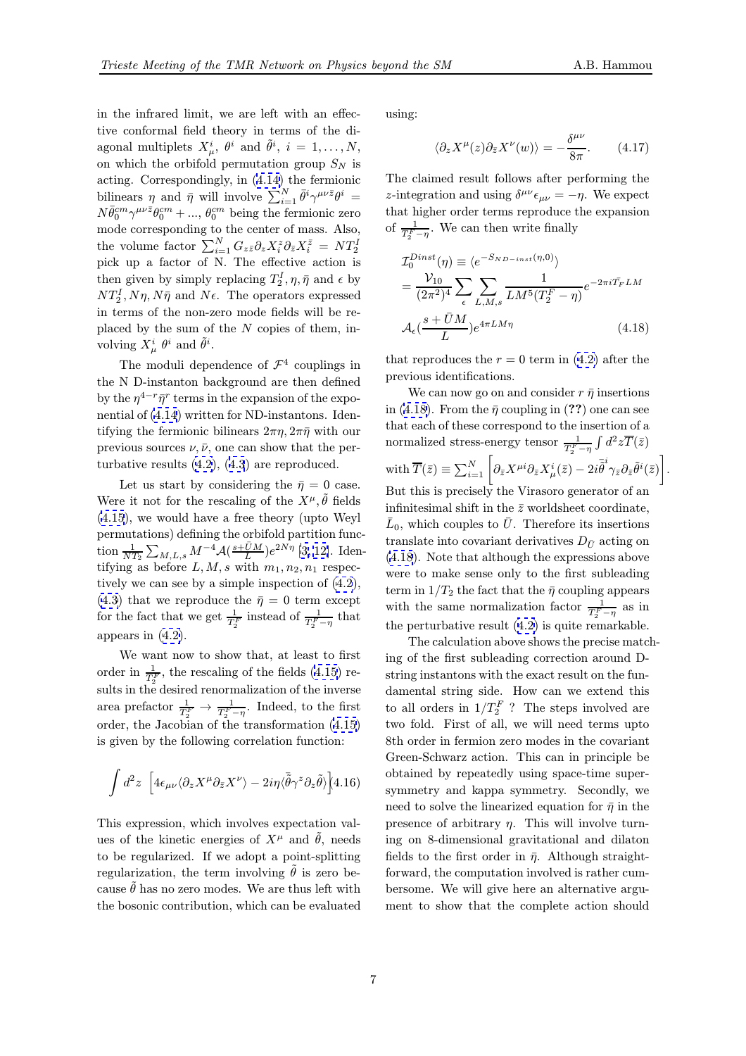in the infrared limit, we are left with an effective conformal field theory in terms of the diagonal multiplets $X^i_\mu$, $\theta^i$ and $\tilde{\theta}^i$, $i = 1, \ldots, N$, on which the orbifold permutation group $S_N$ is acting. Correspondingly, in (4.14) the fermionic bilinears $\eta$ and $\bar{\eta}$ will involve $\sum_{i=1}^N \bar{\theta}^i \gamma^{\mu\nu\bar{z}} \theta^i = N \bar{\theta}_0^{cm} \gamma^{\mu\nu\bar{z}} \theta_0^{cm} + ...$, $\theta_0^{cm}$ being the fermionic zero mode corresponding to the center of mass. Also, the volume factor $\sum_{i=1}^N G_{z\bar{z}} \partial_z X^z_i \partial_{\bar{z}} X^{\bar{z}}_i = N T_2^I$ pick up a factor of N. The effective action is then given by simply replacing $T_2^I, \eta, \bar{\eta}$ and $\epsilon$ by $N T_2^I, N\eta, N\bar{\eta}$ and $N\epsilon$. The operators expressed in terms of the non-zero mode fields will be replaced by the sum of the $N$ copies of them, involving $X^i_\mu$ $\theta^i$ and $\tilde{\theta}^i$.

The moduli dependence of $\mathcal{F}^4$ couplings in the N D-instanton background are then defined by the $\eta^{4-r}\bar{\eta}^r$ terms in the expansion of the exponential of (4.14) written for ND-instantons. Identifying the fermionic bilinears $2\pi\eta, 2\pi\bar{\eta}$ with our previous sources $\nu, \bar{\nu}$, one can show that the perturbative results (4.2), (4.3) are reproduced.

Let us start by considering the $\bar{\eta} = 0$ case. Were it not for the rescaling of the $X^\mu, \tilde{\theta}$ fields (4.15), we would have a free theory (upto Weyl permutations) defining the orbifold partition function $\frac{1}{N T_2} \sum_{M,L,s} M^{-4} \mathcal{A}(\frac{s+\bar{U}M}{L}) e^{2N\eta}$ [3, 12]. Identifying as before $L, M, s$ with $m_1, n_2, n_1$ respectively we can see by a simple inspection of (4.2), (4.3) that we reproduce the $\bar{\eta} = 0$ term except for the fact that we get $\frac{1}{T_2^F}$ instead of $\frac{1}{T_2^F - \eta}$ that appears in (4.2).

We want now to show that, at least to first order in $\frac{1}{T_2^F}$, the rescaling of the fields (4.15) results in the desired renormalization of the inverse area prefactor $\frac{1}{T_2^F} \to \frac{1}{T_2^F - \eta}$. Indeed, to the first order, the Jacobian of the transformation (4.15) is given by the following correlation function:

$$\int d^2 z \, \left[ 4\epsilon_{\mu\nu} \langle \partial_z X^\mu \partial_{\bar{z}} X^\nu \rangle - 2i\eta \langle \bar{\tilde{\theta}} \gamma^z \partial_z \tilde{\theta} \rangle \right] \tag{4.16}$$

This expression, which involves expectation values of the kinetic energies of $X^\mu$ and $\tilde{\theta}$, needs to be regularized. If we adopt a point-splitting regularization, the term involving $\tilde{\theta}$ is zero because $\tilde{\theta}$ has no zero modes. We are thus left with the bosonic contribution, which can be evaluated using:

$$\langle \partial_z X^\mu(z) \partial_{\bar{z}} X^\nu(w) \rangle = -\frac{\delta^{\mu\nu}}{8\pi}. \tag{4.17}$$

The claimed result follows after performing the $z$-integration and using $\delta^{\mu\nu}\epsilon_{\mu\nu} = -\eta$. We expect that higher order terms reproduce the expansion of $\frac{1}{T_2^F - \eta}$. We can then write finally

$$\begin{aligned}
\mathcal{I}_0^{Dinst}(\eta) &\equiv \langle e^{-S_{ND-inst}(\eta, 0)} \rangle \\
&= \frac{\mathcal{V}_{10}}{(2\pi^2)^4} \sum_\epsilon \sum_{L,M,s} \frac{1}{LM^5 (T_2^F - \eta)} e^{-2\pi i \bar{T}_F LM} \\
&\quad \mathcal{A}_\epsilon\left(\frac{s + \bar{U}M}{L}\right) e^{4\pi LM\eta}
\end{aligned} \tag{4.18}$$

that reproduces the $r = 0$ term in (4.2) after the previous identifications.

We can now go on and consider $r$ $\bar{\eta}$ insertions in (4.18). From the $\bar{\eta}$ coupling in (**??**) one can see that each of these correspond to the insertion of a normalized stress-energy tensor $\frac{1}{T_2^F - \eta} \int d^2 z \overline{T}(\bar{z})$ with $\overline{T}(\bar{z}) \equiv \sum_{i=1}^N \left[ \partial_{\bar{z}} X^{\mu i} \partial_{\bar{z}} X^i_\mu(\bar{z}) - 2i \bar{\tilde{\theta}}^i \gamma_{\bar{z}} \partial_{\bar{z}} \tilde{\theta}^i(\bar{z}) \right]$. But this is precisely the Virasoro generator of an infinitesimal shift in the $\bar{z}$ worldsheet coordinate, $\bar{L}_0$, which couples to $\bar{U}$. Therefore its insertions translate into covariant derivatives $D_{\bar{U}}$ acting on (4.18). Note that although the expressions above were to make sense only to the first subleading term in $1/T_2$ the fact that the $\bar{\eta}$ coupling appears with the same normalization factor $\frac{1}{T_2^F - \eta}$ as in the perturbative result (4.2) is quite remarkable.

The calculation above shows the precise matching of the first subleading correction around D-string instantons with the exact result on the fundamental string side. How can we extend this to all orders in $1/T_2^F$ ? The steps involved are two fold. First of all, we will need terms upto 8th order in fermion zero modes in the covariant Green-Schwarz action. This can in principle be obtained by repeatedly using space-time supersymmetry and kappa symmetry. Secondly, we need to solve the linearized equation for $\bar{\eta}$ in the presence of arbitrary $\eta$. This will involve turning on 8-dimensional gravitational and dilaton fields to the first order in $\bar{\eta}$. Although straightforward, the computation involved is rather cumbersome. We will give here an alternative argument to show that the complete action should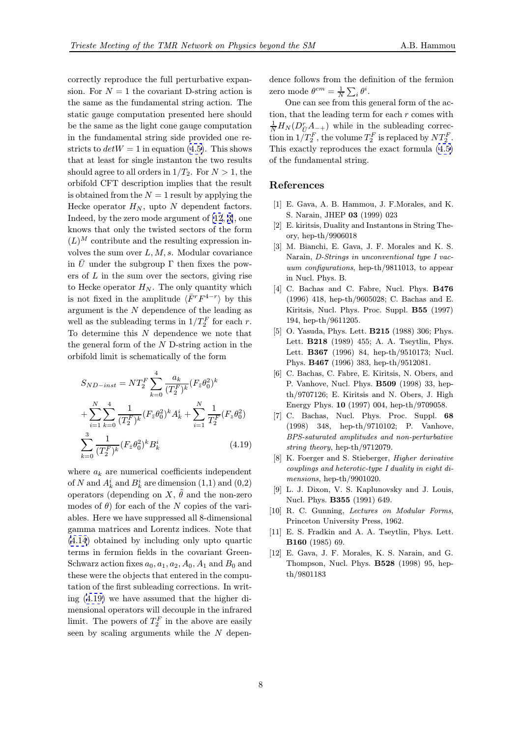correctly reproduce the full perturbative expansion. For $N = 1$ the covariant D-string action is the same as the fundamental string action. The static gauge computation presented here should be the same as the light cone gauge computation in the fundamental string side provided one restricts to $det W = 1$ in equation (4.5). This shows that at least for single instanton the two results should agree to all orders in $1/T_2$. For $N > 1$, the orbifold CFT description implies that the result is obtained from the $N = 1$ result by applying the Hecke operator $H_N$, upto $N$ dependent factors. Indeed, by the zero mode argument of [12, 3], one knows that only the twisted sectors of the form $(L)^M$ contribute and the resulting expression involves the sum over $L, M, s$. Modular covariance in $\bar{U}$ under the subgroup $\Gamma$ then fixes the powers of $L$ in the sum over the sectors, giving rise to Hecke operator $H_N$. The only quantity which is not fixed in the amplitude $\langle \bar{F}^r F^{4-r} \rangle$ by this argument is the $N$ dependence of the leading as well as the subleading terms in $1/T_2^F$ for each $r$. To determine this $N$ dependence we note that the general form of the $N$ D-string action in the orbifold limit is schematically of the form

$$
\begin{aligned}
S_{ND-inst} &= N T_2^F \sum_{k=0}^{4} \frac{a_k}{(T_2^F)^k} (F_{\bar{z}} \theta_0^2)^k \\
&+ \sum_{i=1}^{N} \sum_{k=0}^{4} \frac{1}{(T_2^F)^k} (F_{\bar{z}} \theta_0^2)^k A_k^i + \sum_{i=1}^{N} \frac{1}{T_2^F} (F_z \theta_0^2) \\
&\sum_{k=0}^{3} \frac{1}{(T_2^F)^k} (F_{\bar{z}} \theta_0^2)^k B_k^i
\end{aligned}
\tag{4.19}
$$

where $a_k$ are numerical coefficients independent of $N$ and $A_k^i$ and $B_k^i$ are dimension (1,1) and (0,2) operators (depending on $X$, $\tilde{\theta}$ and the non-zero modes of $\theta$) for each of the $N$ copies of the variables. Here we have suppressed all 8-dimensional gamma matrices and Lorentz indices. Note that (4.14) obtained by including only upto quartic terms in fermion fields in the covariant Green-Schwarz action fixes $a_0, a_1, a_2, A_0, A_1$ and $B_0$ and these were the objects that entered in the computation of the first subleading corrections. In writing (4.19) we have assumed that the higher dimensional operators will decouple in the infrared limit. The powers of $T_2^F$ in the above are easily seen by scaling arguments while the $N$ dependence follows from the definition of the fermion zero mode $\theta^{cm} = \frac{1}{N} \sum_i \theta^i$.

One can see from this general form of the action, that the leading term for each $r$ comes with $\frac{1}{N} H_N(D^r_{\bar{U}} A_{-+})$ while in the subleading correction in $1/T_2^F$, the volume $T_2^F$ is replaced by $N T_2^F$. This exactly reproduces the exact formula (4.5) of the fundamental string.

## References

[1] E. Gava, A. B. Hammou, J. F.Morales, and K. S. Narain, JHEP **03** (1999) 023

[2] E. kiritsis, Duality and Instantons in String Theory, hep-th/9906018

[3] M. Bianchi, E. Gava, J. F. Morales and K. S. Narain, *D-Strings in unconventional type I vacuum configurations*, hep-th/9811013, to appear in Nucl. Phys. B.

[4] C. Bachas and C. Fabre, Nucl. Phys. **B476** (1996) 418, hep-th/9605028; C. Bachas and E. Kiritsis, Nucl. Phys. Proc. Suppl. **B55** (1997) 194, hep-th/9611205.

[5] O. Yasuda, Phys. Lett. **B215** (1988) 306; Phys. Lett. **B218** (1989) 455; A. A. Tseytlin, Phys. Lett. **B367** (1996) 84, hep-th/9510173; Nucl. Phys. **B467** (1996) 383, hep-th/9512081.

[6] C. Bachas, C. Fabre, E. Kiritsis, N. Obers, and P. Vanhove, Nucl. Phys. **B509** (1998) 33, hep-th/9707126; E. Kiritsis and N. Obers, J. High Energy Phys. **10** (1997) 004, hep-th/9709058.

[7] C. Bachas, Nucl. Phys. Proc. Suppl. **68** (1998) 348, hep-th/9710102; P. Vanhove, *BPS-saturated amplitudes and non-perturbative string theory*, hep-th/9712079.

[8] K. Foerger and S. Stieberger, *Higher derivative couplings and heterotic-type I duality in eight dimensions*, hep-th/9901020.

[9] L. J. Dixon, V. S. Kaplunovsky and J. Louis, Nucl. Phys. **B355** (1991) 649.

[10] R. C. Gunning, *Lectures on Modular Forms*, Princeton University Press, 1962.

[11] E. S. Fradkin and A. A. Tseytlin, Phys. Lett. **B160** (1985) 69.

[12] E. Gava, J. F. Morales, K. S. Narain, and G. Thompson, Nucl. Phys. **B528** (1998) 95, hep-th/9801183